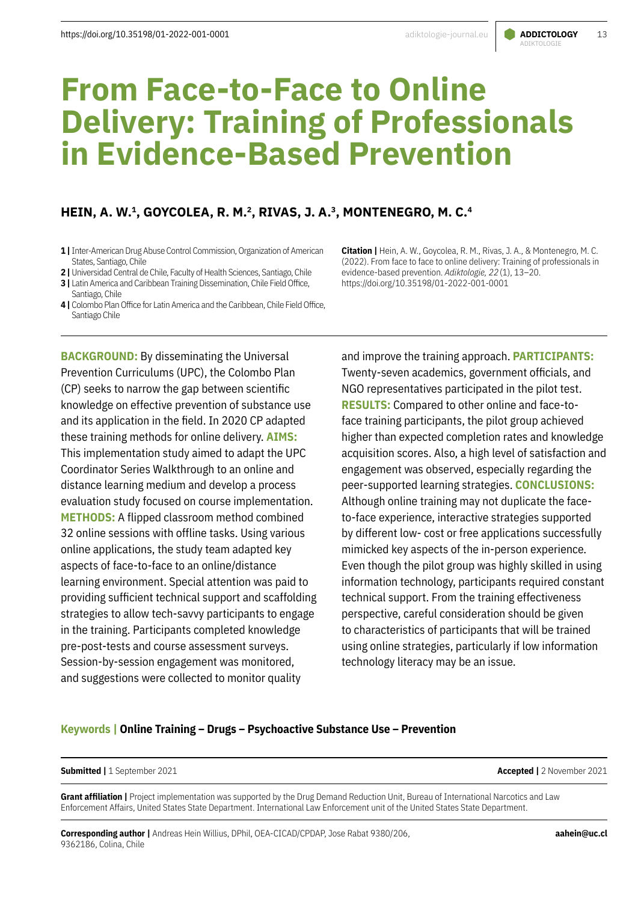# From Face-to-Face to Online Delivery: Training of Professionals in Evidence-Based Prevention

**HEIN, A. W.[1], GOYCOLEA, R. M.[2], RIVAS, J. A.[3], MONTENEGRO, M. C.[4]**

**1 |** Inter-American Drug Abuse Control Commission, Organization of American States, Santiago, Chile
**2 |** Universidad Central de Chile, Faculty of Health Sciences, Santiago, Chile
**3 |** Latin America and Caribbean Training Dissemination, Chile Field Office, Santiago, Chile
**4 |** Colombo Plan Office for Latin America and the Caribbean, Chile Field Office, Santiago Chile

**Citation |** Hein, A. W., Goycolea, R. M., Rivas, J. A., & Montenegro, M. C. (2022). From face to face to online delivery: Training of professionals in evidence-based prevention. *Adiktologie, 22* (1), 13–20. https://doi.org/10.35198/01-2022-001-0001

**BACKGROUND:** By disseminating the Universal Prevention Curriculums (UPC), the Colombo Plan (CP) seeks to narrow the gap between scientific knowledge on effective prevention of substance use and its application in the field. In 2020 CP adapted these training methods for online delivery. **AIMS:** This implementation study aimed to adapt the UPC Coordinator Series Walkthrough to an online and distance learning medium and develop a process evaluation study focused on course implementation. **METHODS:** A flipped classroom method combined 32 online sessions with offline tasks. Using various online applications, the study team adapted key aspects of face-to-face to an online/distance learning environment. Special attention was paid to providing sufficient technical support and scaffolding strategies to allow tech-savvy participants to engage in the training. Participants completed knowledge pre-post-tests and course assessment surveys. Session-by-session engagement was monitored, and suggestions were collected to monitor quality and improve the training approach. **PARTICIPANTS:** Twenty-seven academics, government officials, and NGO representatives participated in the pilot test. **RESULTS:** Compared to other online and face-to-face training participants, the pilot group achieved higher than expected completion rates and knowledge acquisition scores. Also, a high level of satisfaction and engagement was observed, especially regarding the peer-supported learning strategies. **CONCLUSIONS:** Although online training may not duplicate the face-to-face experience, interactive strategies supported by different low- cost or free applications successfully mimicked key aspects of the in-person experience. Even though the pilot group was highly skilled in using information technology, participants required constant technical support. From the training effectiveness perspective, careful consideration should be given to characteristics of participants that will be trained using online strategies, particularly if low information technology literacy may be an issue.

**Keywords | Online Training – Drugs – Psychoactive Substance Use – Prevention**

**Submitted |** 1 September 2021

**Accepted |** 2 November 2021

**Grant affiliation |** Project implementation was supported by the Drug Demand Reduction Unit, Bureau of International Narcotics and Law Enforcement Affairs, United States State Department. International Law Enforcement unit of the United States State Department.

**Corresponding author |** Andreas Hein Willius, DPhil, OEA-CICAD/CPDAP, Jose Rabat 9380/206, 9362186, Colina, Chile

**aahein@uc.cl**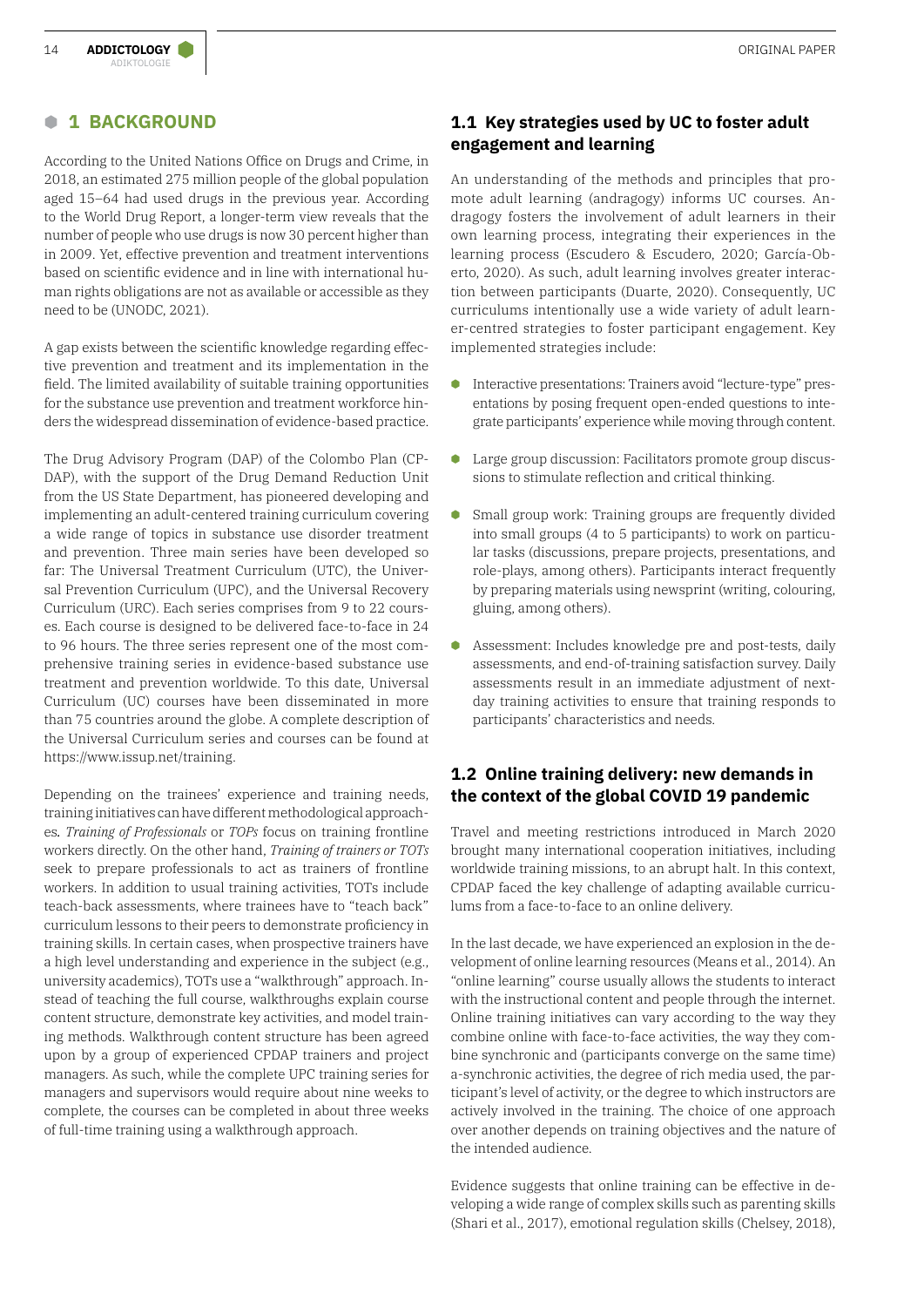## 1 BACKGROUND

According to the United Nations Office on Drugs and Crime, in 2018, an estimated 275 million people of the global population aged 15–64 had used drugs in the previous year. According to the World Drug Report, a longer-term view reveals that the number of people who use drugs is now 30 percent higher than in 2009. Yet, effective prevention and treatment interventions based on scientific evidence and in line with international human rights obligations are not as available or accessible as they need to be (UNODC, 2021).

A gap exists between the scientific knowledge regarding effective prevention and treatment and its implementation in the field. The limited availability of suitable training opportunities for the substance use prevention and treatment workforce hinders the widespread dissemination of evidence-based practice.

The Drug Advisory Program (DAP) of the Colombo Plan (CPDAP), with the support of the Drug Demand Reduction Unit from the US State Department, has pioneered developing and implementing an adult-centered training curriculum covering a wide range of topics in substance use disorder treatment and prevention. Three main series have been developed so far: The Universal Treatment Curriculum (UTC), the Universal Prevention Curriculum (UPC), and the Universal Recovery Curriculum (URC). Each series comprises from 9 to 22 courses. Each course is designed to be delivered face-to-face in 24 to 96 hours. The three series represent one of the most comprehensive training series in evidence-based substance use treatment and prevention worldwide. To this date, Universal Curriculum (UC) courses have been disseminated in more than 75 countries around the globe. A complete description of the Universal Curriculum series and courses can be found at https://www.issup.net/training.

Depending on the trainees' experience and training needs, training initiatives can have different methodological approaches. *Training of Professionals* or *TOPs* focus on training frontline workers directly. On the other hand, *Training of trainers or TOTs* seek to prepare professionals to act as trainers of frontline workers. In addition to usual training activities, TOTs include teach-back assessments, where trainees have to "teach back" curriculum lessons to their peers to demonstrate proficiency in training skills. In certain cases, when prospective trainers have a high level understanding and experience in the subject (e.g., university academics), TOTs use a "walkthrough" approach. Instead of teaching the full course, walkthroughs explain course content structure, demonstrate key activities, and model training methods. Walkthrough content structure has been agreed upon by a group of experienced CPDAP trainers and project managers. As such, while the complete UPC training series for managers and supervisors would require about nine weeks to complete, the courses can be completed in about three weeks of full-time training using a walkthrough approach.

### 1.1 Key strategies used by UC to foster adult engagement and learning

An understanding of the methods and principles that promote adult learning (andragogy) informs UC courses. Andragogy fosters the involvement of adult learners in their own learning process, integrating their experiences in the learning process (Escudero & Escudero, 2020; García-Oberto, 2020). As such, adult learning involves greater interaction between participants (Duarte, 2020). Consequently, UC curriculums intentionally use a wide variety of adult learner-centred strategies to foster participant engagement. Key implemented strategies include:

- Interactive presentations: Trainers avoid "lecture-type" presentations by posing frequent open-ended questions to integrate participants' experience while moving through content.
- Large group discussion: Facilitators promote group discussions to stimulate reflection and critical thinking.
- Small group work: Training groups are frequently divided into small groups (4 to 5 participants) to work on particular tasks (discussions, prepare projects, presentations, and role-plays, among others). Participants interact frequently by preparing materials using newsprint (writing, colouring, gluing, among others).
- Assessment: Includes knowledge pre and post-tests, daily assessments, and end-of-training satisfaction survey. Daily assessments result in an immediate adjustment of next-day training activities to ensure that training responds to participants' characteristics and needs.

### 1.2 Online training delivery: new demands in the context of the global COVID 19 pandemic

Travel and meeting restrictions introduced in March 2020 brought many international cooperation initiatives, including worldwide training missions, to an abrupt halt. In this context, CPDAP faced the key challenge of adapting available curriculums from a face-to-face to an online delivery.

In the last decade, we have experienced an explosion in the development of online learning resources (Means et al., 2014). An "online learning" course usually allows the students to interact with the instructional content and people through the internet. Online training initiatives can vary according to the way they combine online with face-to-face activities, the way they combine synchronic and (participants converge on the same time) a-synchronic activities, the degree of rich media used, the participant's level of activity, or the degree to which instructors are actively involved in the training. The choice of one approach over another depends on training objectives and the nature of the intended audience.

Evidence suggests that online training can be effective in developing a wide range of complex skills such as parenting skills (Shari et al., 2017), emotional regulation skills (Chelsey, 2018),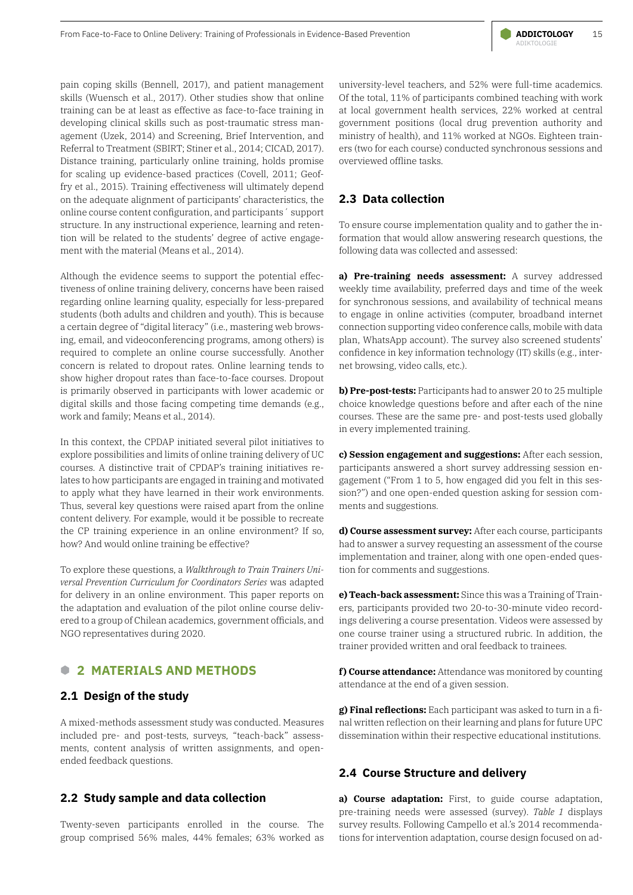pain coping skills (Bennell, 2017), and patient management skills (Wuensch et al., 2017). Other studies show that online training can be at least as effective as face-to-face training in developing clinical skills such as post-traumatic stress management (Uzek, 2014) and Screening, Brief Intervention, and Referral to Treatment (SBIRT; Stiner et al., 2014; CICAD, 2017). Distance training, particularly online training, holds promise for scaling up evidence-based practices (Covell, 2011; Geoffry et al., 2015). Training effectiveness will ultimately depend on the adequate alignment of participants' characteristics, the online course content configuration, and participants´ support structure. In any instructional experience, learning and retention will be related to the students' degree of active engagement with the material (Means et al., 2014).

Although the evidence seems to support the potential effectiveness of online training delivery, concerns have been raised regarding online learning quality, especially for less-prepared students (both adults and children and youth). This is because a certain degree of "digital literacy" (i.e., mastering web browsing, email, and videoconferencing programs, among others) is required to complete an online course successfully. Another concern is related to dropout rates. Online learning tends to show higher dropout rates than face-to-face courses. Dropout is primarily observed in participants with lower academic or digital skills and those facing competing time demands (e.g., work and family; Means et al., 2014).

In this context, the CPDAP initiated several pilot initiatives to explore possibilities and limits of online training delivery of UC courses. A distinctive trait of CPDAP's training initiatives relates to how participants are engaged in training and motivated to apply what they have learned in their work environments. Thus, several key questions were raised apart from the online content delivery. For example, would it be possible to recreate the CP training experience in an online environment? If so, how? And would online training be effective?

To explore these questions, a *Walkthrough to Train Trainers Universal Prevention Curriculum for Coordinators Series* was adapted for delivery in an online environment. This paper reports on the adaptation and evaluation of the pilot online course delivered to a group of Chilean academics, government officials, and NGO representatives during 2020.

# 2 MATERIALS AND METHODS

## 2.1 Design of the study

A mixed-methods assessment study was conducted. Measures included pre- and post-tests, surveys, "teach-back" assessments, content analysis of written assignments, and open-ended feedback questions.

## 2.2 Study sample and data collection

Twenty-seven participants enrolled in the course. The group comprised 56% males, 44% females; 63% worked as university-level teachers, and 52% were full-time academics. Of the total, 11% of participants combined teaching with work at local government health services, 22% worked at central government positions (local drug prevention authority and ministry of health), and 11% worked at NGOs. Eighteen trainers (two for each course) conducted synchronous sessions and overviewed offline tasks.

## 2.3 Data collection

To ensure course implementation quality and to gather the information that would allow answering research questions, the following data was collected and assessed:

**a) Pre-training needs assessment:** A survey addressed weekly time availability, preferred days and time of the week for synchronous sessions, and availability of technical means to engage in online activities (computer, broadband internet connection supporting video conference calls, mobile with data plan, WhatsApp account). The survey also screened students' confidence in key information technology (IT) skills (e.g., internet browsing, video calls, etc.).

**b) Pre-post-tests:** Participants had to answer 20 to 25 multiple choice knowledge questions before and after each of the nine courses. These are the same pre- and post-tests used globally in every implemented training.

**c) Session engagement and suggestions:** After each session, participants answered a short survey addressing session engagement ("From 1 to 5, how engaged did you felt in this session?") and one open-ended question asking for session comments and suggestions.

**d) Course assessment survey:** After each course, participants had to answer a survey requesting an assessment of the course implementation and trainer, along with one open-ended question for comments and suggestions.

**e) Teach-back assessment:** Since this was a Training of Trainers, participants provided two 20-to-30-minute video recordings delivering a course presentation. Videos were assessed by one course trainer using a structured rubric. In addition, the trainer provided written and oral feedback to trainees.

**f) Course attendance:** Attendance was monitored by counting attendance at the end of a given session.

**g) Final reflections:** Each participant was asked to turn in a final written reflection on their learning and plans for future UPC dissemination within their respective educational institutions.

## 2.4 Course Structure and delivery

**a) Course adaptation:** First, to guide course adaptation, pre-training needs were assessed (survey). *Table 1* displays survey results. Following Campello et al.'s 2014 recommendations for intervention adaptation, course design focused on ad-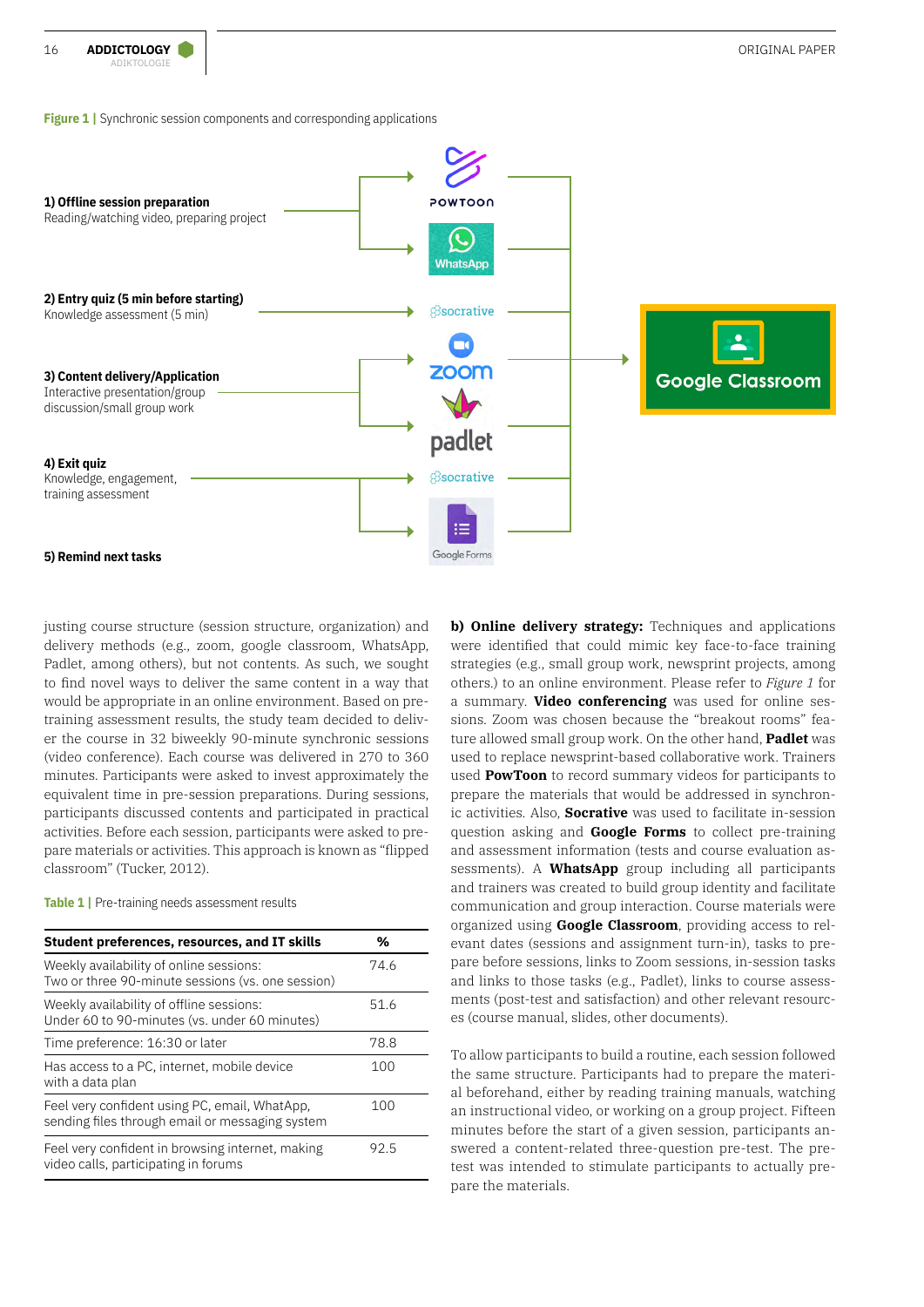**Figure 1** | Synchronic session components and corresponding applications

**1) Offline session preparation**
Reading/watching video, preparing project

**2) Entry quiz (5 min before starting)**
Knowledge assessment (5 min)

**3) Content delivery/Application**
Interactive presentation/group discussion/small group work

**4) Exit quiz**
Knowledge, engagement, training assessment

**5) Remind next tasks**

POWTOON · WhatsApp · socrative · zoom · padlet · socrative · Google Forms → Google Classroom

justing course structure (session structure, organization) and delivery methods (e.g., zoom, google classroom, WhatsApp, Padlet, among others), but not contents. As such, we sought to find novel ways to deliver the same content in a way that would be appropriate in an online environment. Based on pre-training assessment results, the study team decided to deliver the course in 32 biweekly 90-minute synchronic sessions (video conference). Each course was delivered in 270 to 360 minutes. Participants were asked to invest approximately the equivalent time in pre-session preparations. During sessions, participants discussed contents and participated in practical activities. Before each session, participants were asked to prepare materials or activities. This approach is known as "flipped classroom" (Tucker, 2012).

**Table 1** | Pre-training needs assessment results

| Student preferences, resources, and IT skills | % |
|---|---|
| Weekly availability of online sessions: Two or three 90-minute sessions (vs. one session) | 74.6 |
| Weekly availability of offline sessions: Under 60 to 90-minutes (vs. under 60 minutes) | 51.6 |
| Time preference: 16:30 or later | 78.8 |
| Has access to a PC, internet, mobile device with a data plan | 100 |
| Feel very confident using PC, email, WhatApp, sending files through email or messaging system | 100 |
| Feel very confident in browsing internet, making video calls, participating in forums | 92.5 |

**b) Online delivery strategy:** Techniques and applications were identified that could mimic key face-to-face training strategies (e.g., small group work, newsprint projects, among others.) to an online environment. Please refer to *Figure 1* for a summary. **Video conferencing** was used for online sessions. Zoom was chosen because the "breakout rooms" feature allowed small group work. On the other hand, **Padlet** was used to replace newsprint-based collaborative work. Trainers used **PowToon** to record summary videos for participants to prepare the materials that would be addressed in synchronic activities. Also, **Socrative** was used to facilitate in-session question asking and **Google Forms** to collect pre-training and assessment information (tests and course evaluation assessments). A **WhatsApp** group including all participants and trainers was created to build group identity and facilitate communication and group interaction. Course materials were organized using **Google Classroom**, providing access to relevant dates (sessions and assignment turn-in), tasks to prepare before sessions, links to Zoom sessions, in-session tasks and links to those tasks (e.g., Padlet), links to course assessments (post-test and satisfaction) and other relevant resources (course manual, slides, other documents).

To allow participants to build a routine, each session followed the same structure. Participants had to prepare the material beforehand, either by reading training manuals, watching an instructional video, or working on a group project. Fifteen minutes before the start of a given session, participants answered a content-related three-question pre-test. The pre-test was intended to stimulate participants to actually prepare the materials.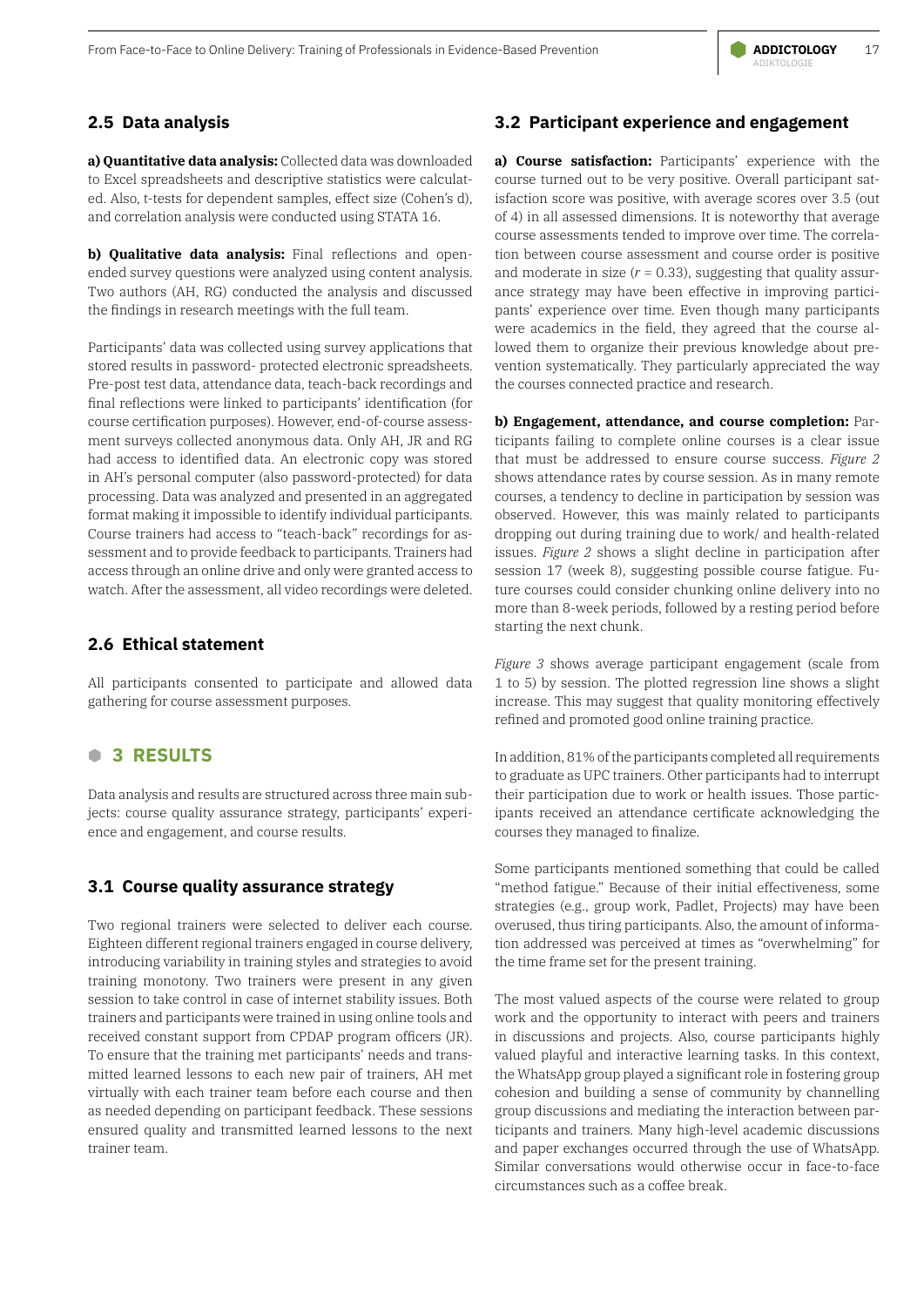## 2.5 Data analysis

**a) Quantitative data analysis:** Collected data was downloaded to Excel spreadsheets and descriptive statistics were calculated. Also, t-tests for dependent samples, effect size (Cohen's d), and correlation analysis were conducted using STATA 16.

**b) Qualitative data analysis:** Final reflections and open-ended survey questions were analyzed using content analysis. Two authors (AH, RG) conducted the analysis and discussed the findings in research meetings with the full team.

Participants' data was collected using survey applications that stored results in password- protected electronic spreadsheets. Pre-post test data, attendance data, teach-back recordings and final reflections were linked to participants' identification (for course certification purposes). However, end-of-course assessment surveys collected anonymous data. Only AH, JR and RG had access to identified data. An electronic copy was stored in AH's personal computer (also password-protected) for data processing. Data was analyzed and presented in an aggregated format making it impossible to identify individual participants. Course trainers had access to "teach-back" recordings for assessment and to provide feedback to participants. Trainers had access through an online drive and only were granted access to watch. After the assessment, all video recordings were deleted.

## 2.6 Ethical statement

All participants consented to participate and allowed data gathering for course assessment purposes.

# 3 RESULTS

Data analysis and results are structured across three main subjects: course quality assurance strategy, participants' experience and engagement, and course results.

## 3.1 Course quality assurance strategy

Two regional trainers were selected to deliver each course. Eighteen different regional trainers engaged in course delivery, introducing variability in training styles and strategies to avoid training monotony. Two trainers were present in any given session to take control in case of internet stability issues. Both trainers and participants were trained in using online tools and received constant support from CPDAP program officers (JR). To ensure that the training met participants' needs and transmitted learned lessons to each new pair of trainers, AH met virtually with each trainer team before each course and then as needed depending on participant feedback. These sessions ensured quality and transmitted learned lessons to the next trainer team.

## 3.2 Participant experience and engagement

**a) Course satisfaction:** Participants' experience with the course turned out to be very positive. Overall participant satisfaction score was positive, with average scores over 3.5 (out of 4) in all assessed dimensions. It is noteworthy that average course assessments tended to improve over time. The correlation between course assessment and course order is positive and moderate in size ($r = 0.33$), suggesting that quality assurance strategy may have been effective in improving participants' experience over time. Even though many participants were academics in the field, they agreed that the course allowed them to organize their previous knowledge about prevention systematically. They particularly appreciated the way the courses connected practice and research.

**b) Engagement, attendance, and course completion:** Participants failing to complete online courses is a clear issue that must be addressed to ensure course success. *Figure 2* shows attendance rates by course session. As in many remote courses, a tendency to decline in participation by session was observed. However, this was mainly related to participants dropping out during training due to work/ and health-related issues. *Figure 2* shows a slight decline in participation after session 17 (week 8), suggesting possible course fatigue. Future courses could consider chunking online delivery into no more than 8-week periods, followed by a resting period before starting the next chunk.

*Figure 3* shows average participant engagement (scale from 1 to 5) by session. The plotted regression line shows a slight increase. This may suggest that quality monitoring effectively refined and promoted good online training practice.

In addition, 81% of the participants completed all requirements to graduate as UPC trainers. Other participants had to interrupt their participation due to work or health issues. Those participants received an attendance certificate acknowledging the courses they managed to finalize.

Some participants mentioned something that could be called "method fatigue." Because of their initial effectiveness, some strategies (e.g., group work, Padlet, Projects) may have been overused, thus tiring participants. Also, the amount of information addressed was perceived at times as "overwhelming" for the time frame set for the present training.

The most valued aspects of the course were related to group work and the opportunity to interact with peers and trainers in discussions and projects. Also, course participants highly valued playful and interactive learning tasks. In this context, the WhatsApp group played a significant role in fostering group cohesion and building a sense of community by channelling group discussions and mediating the interaction between participants and trainers. Many high-level academic discussions and paper exchanges occurred through the use of WhatsApp. Similar conversations would otherwise occur in face-to-face circumstances such as a coffee break.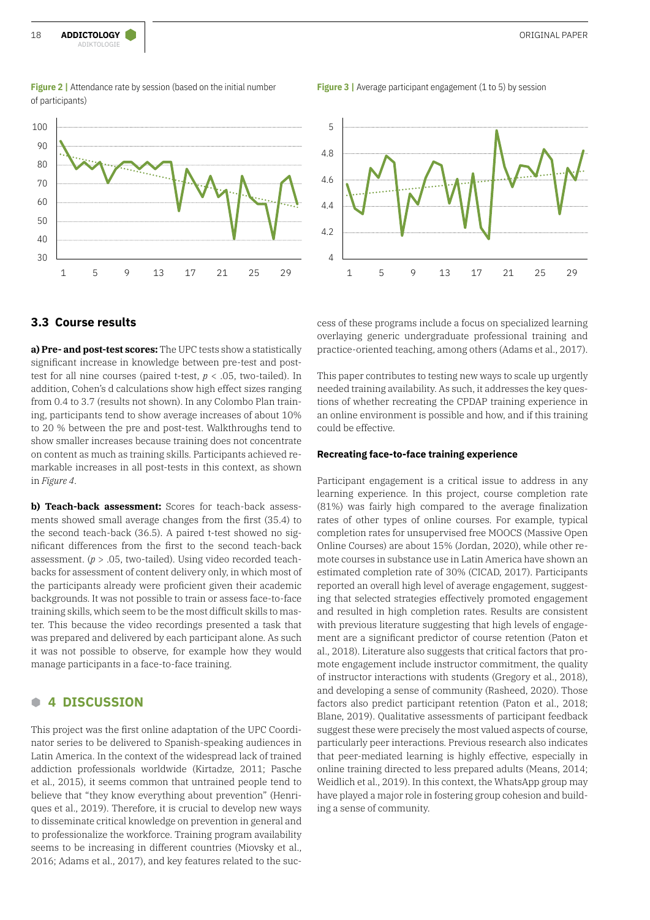**Figure 2 |** Attendance rate by session (based on the initial number of participants)

**Figure 3 |** Average participant engagement (1 to 5) by session

## 3.3 Course results

**a) Pre- and post-test scores:** The UPC tests show a statistically significant increase in knowledge between pre-test and post-test for all nine courses (paired t-test, $p < .05$, two-tailed). In addition, Cohen's d calculations show high effect sizes ranging from 0.4 to 3.7 (results not shown). In any Colombo Plan training, participants tend to show average increases of about 10% to 20 % between the pre and post-test. Walkthroughs tend to show smaller increases because training does not concentrate on content as much as training skills. Participants achieved remarkable increases in all post-tests in this context, as shown in *Figure 4*.

**b) Teach-back assessment:** Scores for teach-back assessments showed small average changes from the first (35.4) to the second teach-back (36.5). A paired t-test showed no significant differences from the first to the second teach-back assessment. ($p > .05$, two-tailed). Using video recorded teach-backs for assessment of content delivery only, in which most of the participants already were proficient given their academic backgrounds. It was not possible to train or assess face-to-face training skills, which seem to be the most difficult skills to master. This because the video recordings presented a task that was prepared and delivered by each participant alone. As such it was not possible to observe, for example how they would manage participants in a face-to-face training.

# 4 DISCUSSION

This project was the first online adaptation of the UPC Coordinator series to be delivered to Spanish-speaking audiences in Latin America. In the context of the widespread lack of trained addiction professionals worldwide (Kirtadze, 2011; Pasche et al., 2015), it seems common that untrained people tend to believe that "they know everything about prevention" (Henriques et al., 2019). Therefore, it is crucial to develop new ways to disseminate critical knowledge on prevention in general and to professionalize the workforce. Training program availability seems to be increasing in different countries (Miovsky et al., 2016; Adams et al., 2017), and key features related to the success of these programs include a focus on specialized learning overlaying generic undergraduate professional training and practice-oriented teaching, among others (Adams et al., 2017).

This paper contributes to testing new ways to scale up urgently needed training availability. As such, it addresses the key questions of whether recreating the CPDAP training experience in an online environment is possible and how, and if this training could be effective.

**Recreating face-to-face training experience**

Participant engagement is a critical issue to address in any learning experience. In this project, course completion rate (81%) was fairly high compared to the average finalization rates of other types of online courses. For example, typical completion rates for unsupervised free MOOCS (Massive Open Online Courses) are about 15% (Jordan, 2020), while other remote courses in substance use in Latin America have shown an estimated completion rate of 30% (CICAD, 2017). Participants reported an overall high level of average engagement, suggesting that selected strategies effectively promoted engagement and resulted in high completion rates. Results are consistent with previous literature suggesting that high levels of engagement are a significant predictor of course retention (Paton et al., 2018). Literature also suggests that critical factors that promote engagement include instructor commitment, the quality of instructor interactions with students (Gregory et al., 2018), and developing a sense of community (Rasheed, 2020). Those factors also predict participant retention (Paton et al., 2018; Blane, 2019). Qualitative assessments of participant feedback suggest these were precisely the most valued aspects of course, particularly peer interactions. Previous research also indicates that peer-mediated learning is highly effective, especially in online training directed to less prepared adults (Means, 2014; Weidlich et al., 2019). In this context, the WhatsApp group may have played a major role in fostering group cohesion and building a sense of community.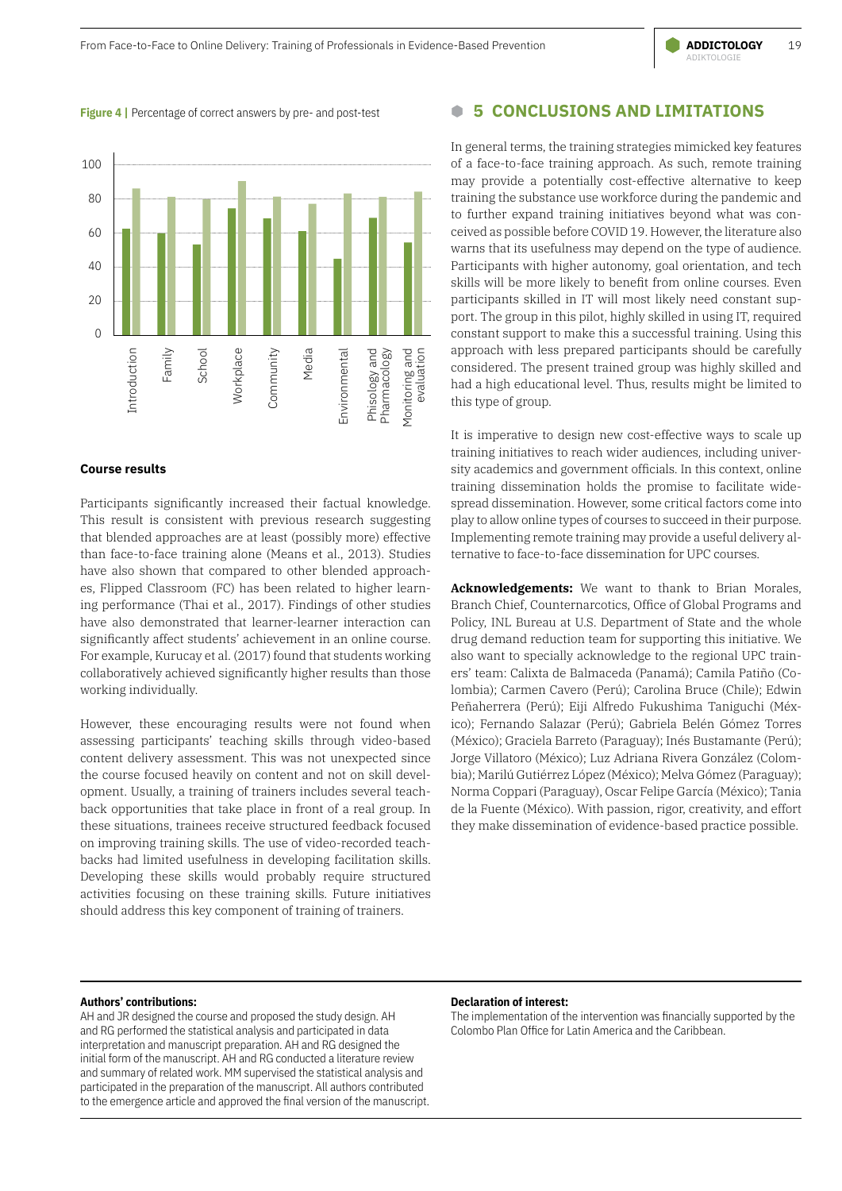**Figure 4 |** Percentage of correct answers by pre- and post-test

**Course results**

Participants significantly increased their factual knowledge. This result is consistent with previous research suggesting that blended approaches are at least (possibly more) effective than face-to-face training alone (Means et al., 2013). Studies have also shown that compared to other blended approaches, Flipped Classroom (FC) has been related to higher learning performance (Thai et al., 2017). Findings of other studies have also demonstrated that learner-learner interaction can significantly affect students' achievement in an online course. For example, Kurucay et al. (2017) found that students working collaboratively achieved significantly higher results than those working individually.

However, these encouraging results were not found when assessing participants' teaching skills through video-based content delivery assessment. This was not unexpected since the course focused heavily on content and not on skill development. Usually, a training of trainers includes several teach-back opportunities that take place in front of a real group. In these situations, trainees receive structured feedback focused on improving training skills. The use of video-recorded teach-backs had limited usefulness in developing facilitation skills. Developing these skills would probably require structured activities focusing on these training skills. Future initiatives should address this key component of training of trainers.

## 5 CONCLUSIONS AND LIMITATIONS

In general terms, the training strategies mimicked key features of a face-to-face training approach. As such, remote training may provide a potentially cost-effective alternative to keep training the substance use workforce during the pandemic and to further expand training initiatives beyond what was conceived as possible before COVID 19. However, the literature also warns that its usefulness may depend on the type of audience. Participants with higher autonomy, goal orientation, and tech skills will be more likely to benefit from online courses. Even participants skilled in IT will most likely need constant support. The group in this pilot, highly skilled in using IT, required constant support to make this a successful training. Using this approach with less prepared participants should be carefully considered. The present trained group was highly skilled and had a high educational level. Thus, results might be limited to this type of group.

It is imperative to design new cost-effective ways to scale up training initiatives to reach wider audiences, including university academics and government officials. In this context, online training dissemination holds the promise to facilitate widespread dissemination. However, some critical factors come into play to allow online types of courses to succeed in their purpose. Implementing remote training may provide a useful delivery alternative to face-to-face dissemination for UPC courses.

**Acknowledgements:** We want to thank to Brian Morales, Branch Chief, Counternarcotics, Office of Global Programs and Policy, INL Bureau at U.S. Department of State and the whole drug demand reduction team for supporting this initiative. We also want to specially acknowledge to the regional UPC trainers' team: Calixta de Balmaceda (Panamá); Camila Patiño (Colombia); Carmen Cavero (Perú); Carolina Bruce (Chile); Edwin Peñaherrera (Perú); Eiji Alfredo Fukushima Taniguchi (México); Fernando Salazar (Perú); Gabriela Belén Gómez Torres (México); Graciela Barreto (Paraguay); Inés Bustamante (Perú); Jorge Villatoro (México); Luz Adriana Rivera González (Colombia); Marilú Gutiérrez López (México); Melva Gómez (Paraguay); Norma Coppari (Paraguay), Oscar Felipe García (México); Tania de la Fuente (México). With passion, rigor, creativity, and effort they make dissemination of evidence-based practice possible.

**Authors' contributions:**
AH and JR designed the course and proposed the study design. AH and RG performed the statistical analysis and participated in data interpretation and manuscript preparation. AH and RG designed the initial form of the manuscript. AH and RG conducted a literature review and summary of related work. MM supervised the statistical analysis and participated in the preparation of the manuscript. All authors contributed to the emergence article and approved the final version of the manuscript.

**Declaration of interest:**
The implementation of the intervention was financially supported by the Colombo Plan Office for Latin America and the Caribbean.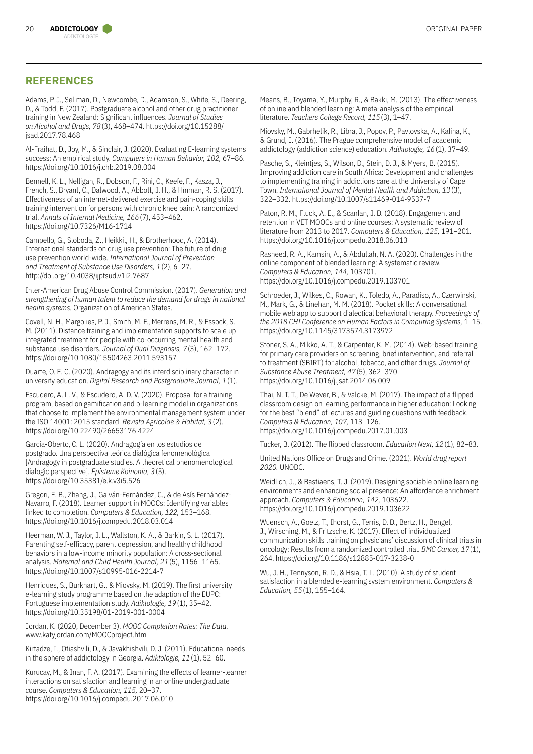## REFERENCES

Adams, P. J., Sellman, D., Newcombe, D., Adamson, S., White, S., Deering, D., & Todd, F. (2017). Postgraduate alcohol and other drug practitioner training in New Zealand: Significant influences. *Journal of Studies on Alcohol and Drugs, 78* (3), 468–474. https://doi.org/10.15288/jsad.2017.78.468

Al-Fraihat, D., Joy, M., & Sinclair, J. (2020). Evaluating E-learning systems success: An empirical study. *Computers in Human Behavior, 102,* 67–86. https://doi.org/10.1016/j.chb.2019.08.004

Bennell, K. L., Nelligan, R., Dobson, F., Rini, C., Keefe, F., Kasza, J., French, S., Bryant, C., Dalwood, A., Abbott, J. H., & Hinman, R. S. (2017). Effectiveness of an internet-delivered exercise and pain-coping skills training intervention for persons with chronic knee pain: A randomized trial. *Annals of Internal Medicine, 166* (7), 453–462. https://doi.org/10.7326/M16-1714

Campello, G., Sloboda, Z., Heikkil, H., & Brotherhood, A. (2014). International standards on drug use prevention: The future of drug use prevention world-wide. *International Journal of Prevention and Treatment of Substance Use Disorders, 1* (2), 6–27. http://doi.org/10.4038/ijptsud.v1i2.7687

Inter-American Drug Abuse Control Commission. (2017). *Generation and strengthening of human talent to reduce the demand for drugs in national health systems.* Organization of American States.

Covell, N. H., Margolies, P. J., Smith, M. F., Merrens, M. R., & Essock, S. M. (2011). Distance training and implementation supports to scale up integrated treatment for people with co-occurring mental health and substance use disorders. *Journal of Dual Diagnosis, 7* (3), 162–172. https://doi.org/10.1080/15504263.2011.593157

Duarte, O. E. C. (2020). Andragogy and its interdisciplinary character in university education. *Digital Research and Postgraduate Journal, 1* (1).

Escudero, A. L. V., & Escudero, A. D. V. (2020). Proposal for a training program, based on gamification and b-learning model in organizations that choose to implement the environmental management system under the ISO 14001: 2015 standard. *Revista Agricolae & Habitat, 3* (2). https://doi.org/10.22490/26653176.4224

García-Oberto, C. L. (2020). Andragogía en los estudios de postgrado. Una perspectiva teórica dialógica fenomenológica [Andragogy in postgraduate studies. A theoretical phenomenological dialogic perspective]. *Episteme Koinonia, 3* (5). https://doi.org/10.35381/e.k.v3i5.526

Gregori, E. B., Zhang, J., Galván-Fernández, C., & de Asís Fernández-Navarro, F. (2018). Learner support in MOOCs: Identifying variables linked to completion. *Computers & Education, 122,* 153–168. https://doi.org/10.1016/j.compedu.2018.03.014

Heerman, W. J., Taylor, J. L., Wallston, K. A., & Barkin, S. L. (2017). Parenting self-efficacy, parent depression, and healthy childhood behaviors in a low-income minority population: A cross-sectional analysis. *Maternal and Child Health Journal, 21* (5), 1156–1165. https://doi.org/10.1007/s10995-016-2214-7

Henriques, S., Burkhart, G., & Miovsky, M. (2019). The first university e-learning study programme based on the adaption of the EUPC: Portuguese implementation study. *Adiktologie, 19* (1), 35–42. https://doi.org/10.35198/01-2019-001-0004

Jordan, K. (2020, December 3). *MOOC Completion Rates: The Data.* www.katyjordan.com/MOOCproject.htm

Kirtadze, I., Otiashvili, D., & Javakhishvili, D. J. (2011). Educational needs in the sphere of addictology in Georgia. *Adiktologie, 11* (1), 52–60.

Kurucay, M., & Inan, F. A. (2017). Examining the effects of learner-learner interactions on satisfaction and learning in an online undergraduate course. *Computers & Education, 115,* 20–37. https://doi.org/10.1016/j.compedu.2017.06.010

Means, B., Toyama, Y., Murphy, R., & Bakki, M. (2013). The effectiveness of online and blended learning: A meta-analysis of the empirical literature. *Teachers College Record, 115* (3), 1–47.

Miovsky, M., Gabrhelik, R., Libra, J., Popov, P., Pavlovska, A., Kalina, K., & Grund, J. (2016). The Prague comprehensive model of academic addictology (addiction science) education. *Adiktologie, 16* (1), 37–49.

Pasche, S., Kleintjes, S., Wilson, D., Stein, D. J., & Myers, B. (2015). Improving addiction care in South Africa: Development and challenges to implementing training in addictions care at the University of Cape Town. *International Journal of Mental Health and Addiction, 13* (3), 322–332. https://doi.org/10.1007/s11469-014-9537-7

Paton, R. M., Fluck, A. E., & Scanlan, J. D. (2018). Engagement and retention in VET MOOCs and online courses: A systematic review of literature from 2013 to 2017. *Computers & Education, 125,* 191–201. https://doi.org/10.1016/j.compedu.2018.06.013

Rasheed, R. A., Kamsin, A., & Abdullah, N. A. (2020). Challenges in the online component of blended learning: A systematic review. *Computers & Education, 144,* 103701. https://doi.org/10.1016/j.compedu.2019.103701

Schroeder, J., Wilkes, C., Rowan, K., Toledo, A., Paradiso, A., Czerwinski, M., Mark, G., & Linehan, M. M. (2018). Pocket skills: A conversational mobile web app to support dialectical behavioral therapy. *Proceedings of the 2018 CHI Conference on Human Factors in Computing Systems,* 1–15. https://doi.org/10.1145/3173574.3173972

Stoner, S. A., Mikko, A. T., & Carpenter, K. M. (2014). Web-based training for primary care providers on screening, brief intervention, and referral to treatment (SBIRT) for alcohol, tobacco, and other drugs. *Journal of Substance Abuse Treatment, 47* (5), 362–370. https://doi.org/10.1016/j.jsat.2014.06.009

Thai, N. T. T., De Wever, B., & Valcke, M. (2017). The impact of a flipped classroom design on learning performance in higher education: Looking for the best "blend" of lectures and guiding questions with feedback. *Computers & Education, 107,* 113–126. https://doi.org/10.1016/j.compedu.2017.01.003

Tucker, B. (2012). The flipped classroom. *Education Next, 12* (1), 82–83.

United Nations Office on Drugs and Crime. (2021). *World drug report 2020.* UNODC.

Weidlich, J., & Bastiaens, T. J. (2019). Designing sociable online learning environments and enhancing social presence: An affordance enrichment approach. *Computers & Education, 142,* 103622. https://doi.org/10.1016/j.compedu.2019.103622

Wuensch, A., Goelz, T., Ihorst, G., Terris, D. D., Bertz, H., Bengel, J., Wirsching, M., & Fritzsche, K. (2017). Effect of individualized communication skills training on physicians' discussion of clinical trials in oncology: Results from a randomized controlled trial. *BMC Cancer, 17* (1), 264. https://doi.org/10.1186/s12885-017-3238-0

Wu, J. H., Tennyson, R. D., & Hsia, T. L. (2010). A study of student satisfaction in a blended e-learning system environment. *Computers & Education, 55* (1), 155–164.